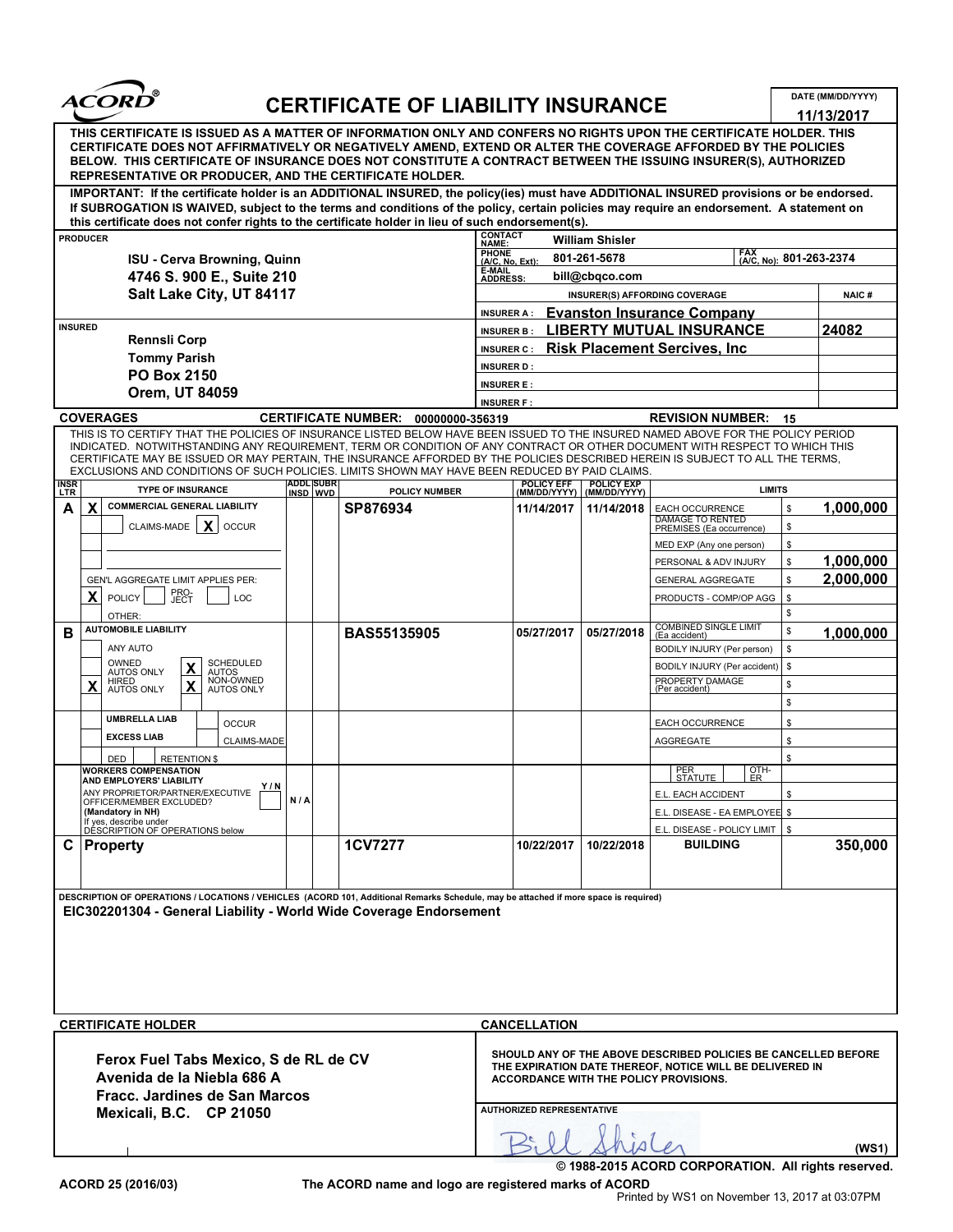# ACORD® CERTIFICATE OF LIABILITY INSURANCE

DATE (MM/DD/YYYY): 11/13/2017

**THIS CERTIFICATE IS ISSUED AS A MATTER OF INFORMATION ONLY AND CONFERS NO RIGHTS UPON THE CERTIFICATE HOLDER. THIS CERTIFICATE DOES NOT AFFIRMATIVELY OR NEGATIVELY AMEND, EXTEND OR ALTER THE COVERAGE AFFORDED BY THE POLICIES BELOW. THIS CERTIFICATE OF INSURANCE DOES NOT CONSTITUTE A CONTRACT BETWEEN THE ISSUING INSURER(S), AUTHORIZED REPRESENTATIVE OR PRODUCER, AND THE CERTIFICATE HOLDER.**

**IMPORTANT: If the certificate holder is an ADDITIONAL INSURED, the policy(ies) must have ADDITIONAL INSURED provisions or be endorsed. If SUBROGATION IS WAIVED, subject to the terms and conditions of the policy, certain policies may require an endorsement. A statement on this certificate does not confer rights to the certificate holder in lieu of such endorsement(s).**

**PRODUCER**
ISU - Cerva Browning, Quinn
4746 S. 900 E., Suite 210
Salt Lake City, UT 84117

CONTACT NAME: William Shisler
PHONE (A/C, No, Ext): 801-261-5678 | FAX (A/C, No): 801-263-2374
E-MAIL ADDRESS: bill@cbqco.com

| INSURER(S) AFFORDING COVERAGE | | NAIC # |
|---|---|---|
| INSURER A : | Evanston Insurance Company | |
| INSURER B : | LIBERTY MUTUAL INSURANCE | 24082 |
| INSURER C : | Risk Placement Sercives, Inc | |
| INSURER D : | | |
| INSURER E : | | |
| INSURER F : | | |

**INSURED**
Rennsli Corp
Tommy Parish
PO Box 2150
Orem, UT 84059

**COVERAGES** CERTIFICATE NUMBER: 00000000-356319 REVISION NUMBER: 15

THIS IS TO CERTIFY THAT THE POLICIES OF INSURANCE LISTED BELOW HAVE BEEN ISSUED TO THE INSURED NAMED ABOVE FOR THE POLICY PERIOD INDICATED. NOTWITHSTANDING ANY REQUIREMENT, TERM OR CONDITION OF ANY CONTRACT OR OTHER DOCUMENT WITH RESPECT TO WHICH THIS CERTIFICATE MAY BE ISSUED OR MAY PERTAIN, THE INSURANCE AFFORDED BY THE POLICIES DESCRIBED HEREIN IS SUBJECT TO ALL THE TERMS, EXCLUSIONS AND CONDITIONS OF SUCH POLICIES. LIMITS SHOWN MAY HAVE BEEN REDUCED BY PAID CLAIMS.

| INSR LTR | TYPE OF INSURANCE | ADDL INSD | SUBR WVD | POLICY NUMBER | POLICY EFF (MM/DD/YYYY) | POLICY EXP (MM/DD/YYYY) | LIMITS | |
|---|---|---|---|---|---|---|---|---|
| A | X COMMERCIAL GENERAL LIABILITY | | | SP876934 | 11/14/2017 | 11/14/2018 | EACH OCCURRENCE | $ 1,000,000 |
| | CLAIMS-MADE [X] OCCUR | | | | | | DAMAGE TO RENTED PREMISES (Ea occurrence) | $ |
| | | | | | | | MED EXP (Any one person) | $ |
| | | | | | | | PERSONAL & ADV INJURY | $ 1,000,000 |
| | GEN'L AGGREGATE LIMIT APPLIES PER: | | | | | | GENERAL AGGREGATE | $ 2,000,000 |
| | [X] POLICY [ ] PRO-JECT [ ] LOC | | | | | | PRODUCTS - COMP/OP AGG | $ |
| | OTHER: | | | | | | | $ |
| B | AUTOMOBILE LIABILITY | | | BAS55135905 | 05/27/2017 | 05/27/2018 | COMBINED SINGLE LIMIT (Ea accident) | $ 1,000,000 |
| | ANY AUTO | | | | | | BODILY INJURY (Per person) | $ |
| | OWNED AUTOS ONLY [X] SCHEDULED AUTOS | | | | | | BODILY INJURY (Per accident) | $ |
| | [X] HIRED AUTOS ONLY [X] NON-OWNED AUTOS ONLY | | | | | | PROPERTY DAMAGE (Per accident) | $ |
| | | | | | | | | $ |
| | UMBRELLA LIAB / OCCUR | | | | | | EACH OCCURRENCE | $ |
| | EXCESS LIAB / CLAIMS-MADE | | | | | | AGGREGATE | $ |
| | DED / RETENTION $ | | | | | | | $ |
| | WORKERS COMPENSATION AND EMPLOYERS' LIABILITY Y/N; ANY PROPRIETOR/PARTNER/EXECUTIVE OFFICER/MEMBER EXCLUDED? (Mandatory in NH) If yes, describe under DESCRIPTION OF OPERATIONS below | N/A | | | | | PER STATUTE / OTH-ER | |
| | | | | | | | E.L. EACH ACCIDENT | $ |
| | | | | | | | E.L. DISEASE - EA EMPLOYEE | $ |
| | | | | | | | E.L. DISEASE - POLICY LIMIT | $ |
| C | Property | | | 1CV7277 | 10/22/2017 | 10/22/2018 | BUILDING | 350,000 |

**DESCRIPTION OF OPERATIONS / LOCATIONS / VEHICLES** (ACORD 101, Additional Remarks Schedule, may be attached if more space is required)

EIC302201304 - General Liability - World Wide Coverage Endorsement

**CERTIFICATE HOLDER**

Ferox Fuel Tabs Mexico, S de RL de CV
Avenida de la Niebla 686 A
Fracc. Jardines de San Marcos
Mexicali, B.C. CP 21050

**CANCELLATION**

SHOULD ANY OF THE ABOVE DESCRIBED POLICIES BE CANCELLED BEFORE THE EXPIRATION DATE THEREOF, NOTICE WILL BE DELIVERED IN ACCORDANCE WITH THE POLICY PROVISIONS.

AUTHORIZED REPRESENTATIVE

Bill Shisler (WS1)

© 1988-2015 ACORD CORPORATION. All rights reserved.

ACORD 25 (2016/03) The ACORD name and logo are registered marks of ACORD

Printed by WS1 on November 13, 2017 at 03:07PM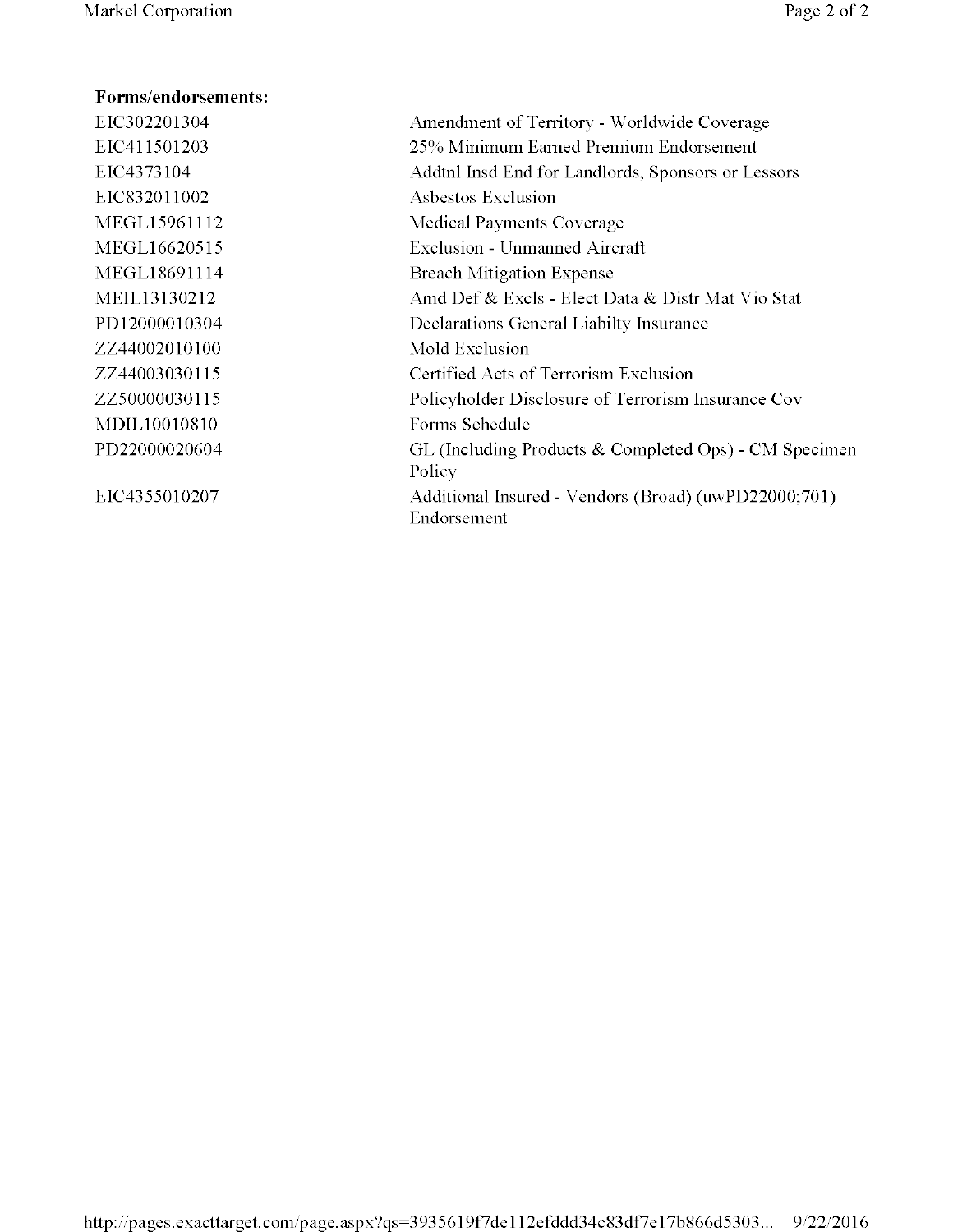**Forms/endorsements:**

| | |
|---|---|
| EIC302201304 | Amendment of Territory - Worldwide Coverage |
| EIC411501203 | 25% Minimum Earned Premium Endorsement |
| EIC4373104 | Addtnl Insd End for Landlords, Sponsors or Lessors |
| EIC832011002 | Asbestos Exclusion |
| MEGL15961112 | Medical Payments Coverage |
| MEGL16620515 | Exclusion - Unmanned Aircraft |
| MEGL18691114 | Breach Mitigation Expense |
| MEIL13130212 | Amd Def & Excls - Elect Data & Distr Mat Vio Stat |
| PD12000010304 | Declarations General Liabilty Insurance |
| ZZ44002010100 | Mold Exclusion |
| ZZ44003030115 | Certified Acts of Terrorism Exclusion |
| ZZ50000030115 | Policyholder Disclosure of Terrorism Insurance Cov |
| MDIL10010810 | Forms Schedule |
| PD22000020604 | GL (Including Products & Completed Ops) - CM Specimen Policy |
| EIC4355010207 | Additional Insured - Vendors (Broad) (uwPD22000;701) Endorsement |